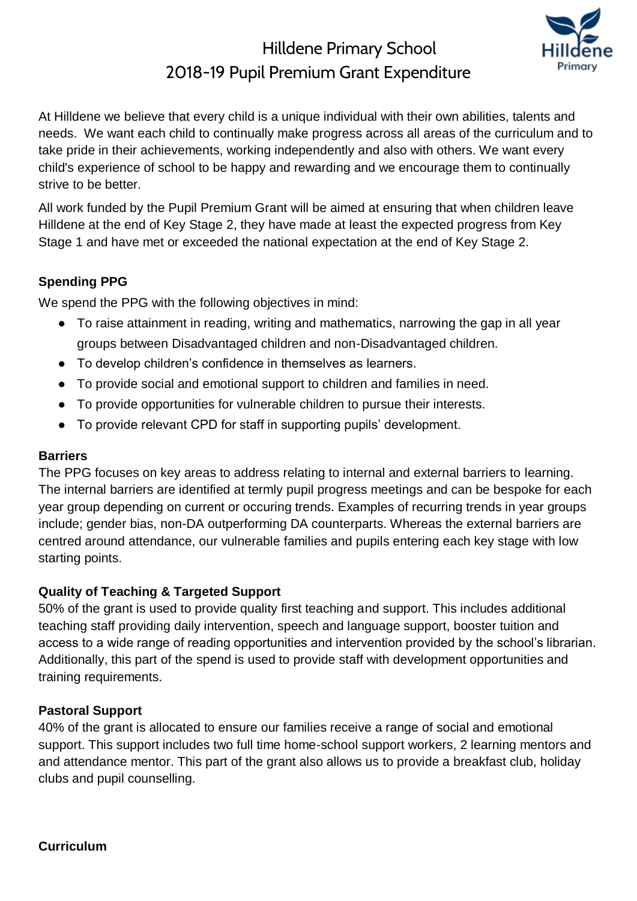# Hilldene Primary School
## 2018-19 Pupil Premium Grant Expenditure

At Hilldene we believe that every child is a unique individual with their own abilities, talents and needs. We want each child to continually make progress across all areas of the curriculum and to take pride in their achievements, working independently and also with others. We want every child's experience of school to be happy and rewarding and we encourage them to continually strive to be better.

All work funded by the Pupil Premium Grant will be aimed at ensuring that when children leave Hilldene at the end of Key Stage 2, they have made at least the expected progress from Key Stage 1 and have met or exceeded the national expectation at the end of Key Stage 2.

**Spending PPG**

We spend the PPG with the following objectives in mind:

- To raise attainment in reading, writing and mathematics, narrowing the gap in all year groups between Disadvantaged children and non-Disadvantaged children.
- To develop children's confidence in themselves as learners.
- To provide social and emotional support to children and families in need.
- To provide opportunities for vulnerable children to pursue their interests.
- To provide relevant CPD for staff in supporting pupils' development.

**Barriers**

The PPG focuses on key areas to address relating to internal and external barriers to learning. The internal barriers are identified at termly pupil progress meetings and can be bespoke for each year group depending on current or occuring trends. Examples of recurring trends in year groups include; gender bias, non-DA outperforming DA counterparts. Whereas the external barriers are centred around attendance, our vulnerable families and pupils entering each key stage with low starting points.

**Quality of Teaching & Targeted Support**

50% of the grant is used to provide quality first teaching and support. This includes additional teaching staff providing daily intervention, speech and language support, booster tuition and access to a wide range of reading opportunities and intervention provided by the school's librarian. Additionally, this part of the spend is used to provide staff with development opportunities and training requirements.

**Pastoral Support**

40% of the grant is allocated to ensure our families receive a range of social and emotional support. This support includes two full time home-school support workers, 2 learning mentors and and attendance mentor. This part of the grant also allows us to provide a breakfast club, holiday clubs and pupil counselling.

**Curriculum**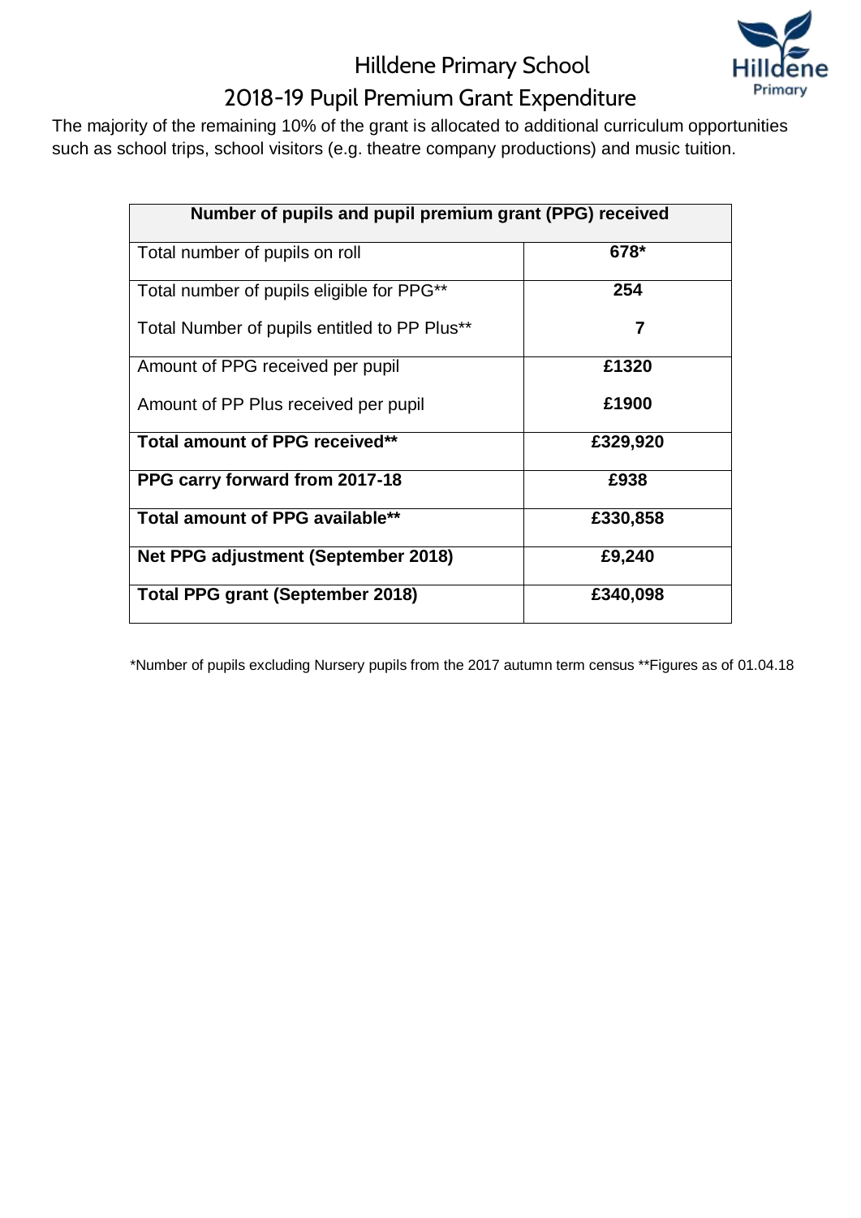# Hilldene Primary School

## 2018-19 Pupil Premium Grant Expenditure

The majority of the remaining 10% of the grant is allocated to additional curriculum opportunities such as school trips, school visitors (e.g. theatre company productions) and music tuition.

| Number of pupils and pupil premium grant (PPG) received | |
|---|---|
| Total number of pupils on roll | **678*** |
| Total number of pupils eligible for PPG**<br><br>Total Number of pupils entitled to PP Plus** | **254**<br><br>**7** |
| Amount of PPG received per pupil<br><br>Amount of PP Plus received per pupil | **£1320**<br><br>**£1900** |
| **Total amount of PPG received**** | **£329,920** |
| **PPG carry forward from 2017-18** | **£938** |
| **Total amount of PPG available**** | **£330,858** |
| **Net PPG adjustment (September 2018)** | **£9,240** |
| **Total PPG grant (September 2018)** | **£340,098** |

*Number of pupils excluding Nursery pupils from the 2017 autumn term census **Figures as of 01.04.18